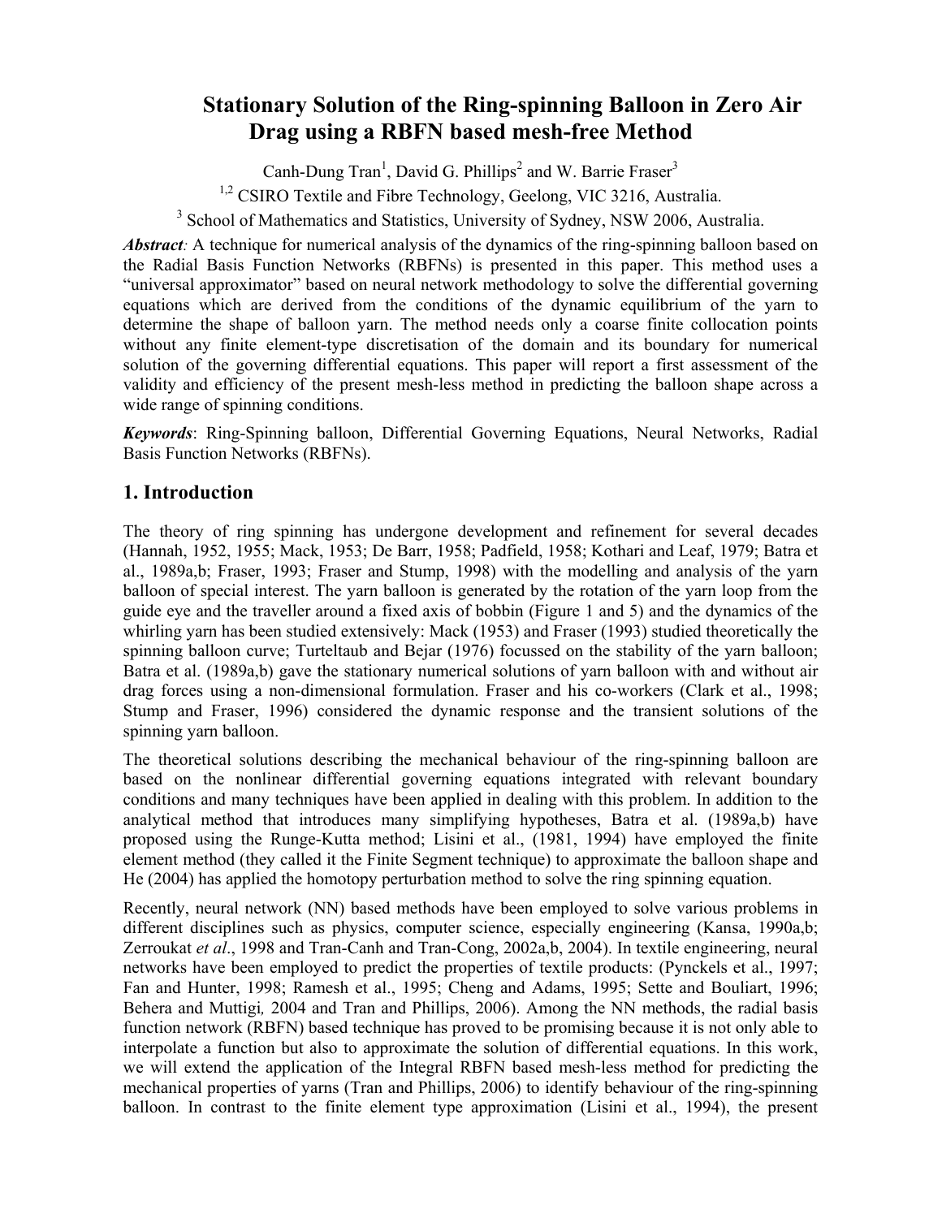# Stationary Solution of the Ring-spinning Balloon in Zero Air Drag using a RBFN based mesh-free Method

Canh-Dung Tran[1], David G. Phillips[2] and W. Barrie Fraser[3]

[1,2] CSIRO Textile and Fibre Technology, Geelong, VIC 3216, Australia.

[3] School of Mathematics and Statistics, University of Sydney, NSW 2006, Australia.

***Abstract**:* A technique for numerical analysis of the dynamics of the ring-spinning balloon based on the Radial Basis Function Networks (RBFNs) is presented in this paper. This method uses a "universal approximator" based on neural network methodology to solve the differential governing equations which are derived from the conditions of the dynamic equilibrium of the yarn to determine the shape of balloon yarn. The method needs only a coarse finite collocation points without any finite element-type discretisation of the domain and its boundary for numerical solution of the governing differential equations. This paper will report a first assessment of the validity and efficiency of the present mesh-less method in predicting the balloon shape across a wide range of spinning conditions.

***Keywords***: Ring-Spinning balloon, Differential Governing Equations, Neural Networks, Radial Basis Function Networks (RBFNs).

## 1. Introduction

The theory of ring spinning has undergone development and refinement for several decades (Hannah, 1952, 1955; Mack, 1953; De Barr, 1958; Padfield, 1958; Kothari and Leaf, 1979; Batra et al., 1989a,b; Fraser, 1993; Fraser and Stump, 1998) with the modelling and analysis of the yarn balloon of special interest. The yarn balloon is generated by the rotation of the yarn loop from the guide eye and the traveller around a fixed axis of bobbin (Figure 1 and 5) and the dynamics of the whirling yarn has been studied extensively: Mack (1953) and Fraser (1993) studied theoretically the spinning balloon curve; Turteltaub and Bejar (1976) focussed on the stability of the yarn balloon; Batra et al. (1989a,b) gave the stationary numerical solutions of yarn balloon with and without air drag forces using a non-dimensional formulation. Fraser and his co-workers (Clark et al., 1998; Stump and Fraser, 1996) considered the dynamic response and the transient solutions of the spinning yarn balloon.

The theoretical solutions describing the mechanical behaviour of the ring-spinning balloon are based on the nonlinear differential governing equations integrated with relevant boundary conditions and many techniques have been applied in dealing with this problem. In addition to the analytical method that introduces many simplifying hypotheses, Batra et al. (1989a,b) have proposed using the Runge-Kutta method; Lisini et al., (1981, 1994) have employed the finite element method (they called it the Finite Segment technique) to approximate the balloon shape and He (2004) has applied the homotopy perturbation method to solve the ring spinning equation.

Recently, neural network (NN) based methods have been employed to solve various problems in different disciplines such as physics, computer science, especially engineering (Kansa, 1990a,b; Zerroukat *et al*., 1998 and Tran-Canh and Tran-Cong, 2002a,b, 2004). In textile engineering, neural networks have been employed to predict the properties of textile products: (Pynckels et al., 1997; Fan and Hunter, 1998; Ramesh et al., 1995; Cheng and Adams, 1995; Sette and Bouliart, 1996; Behera and Muttigi*,* 2004 and Tran and Phillips, 2006). Among the NN methods, the radial basis function network (RBFN) based technique has proved to be promising because it is not only able to interpolate a function but also to approximate the solution of differential equations. In this work, we will extend the application of the Integral RBFN based mesh-less method for predicting the mechanical properties of yarns (Tran and Phillips, 2006) to identify behaviour of the ring-spinning balloon. In contrast to the finite element type approximation (Lisini et al., 1994), the present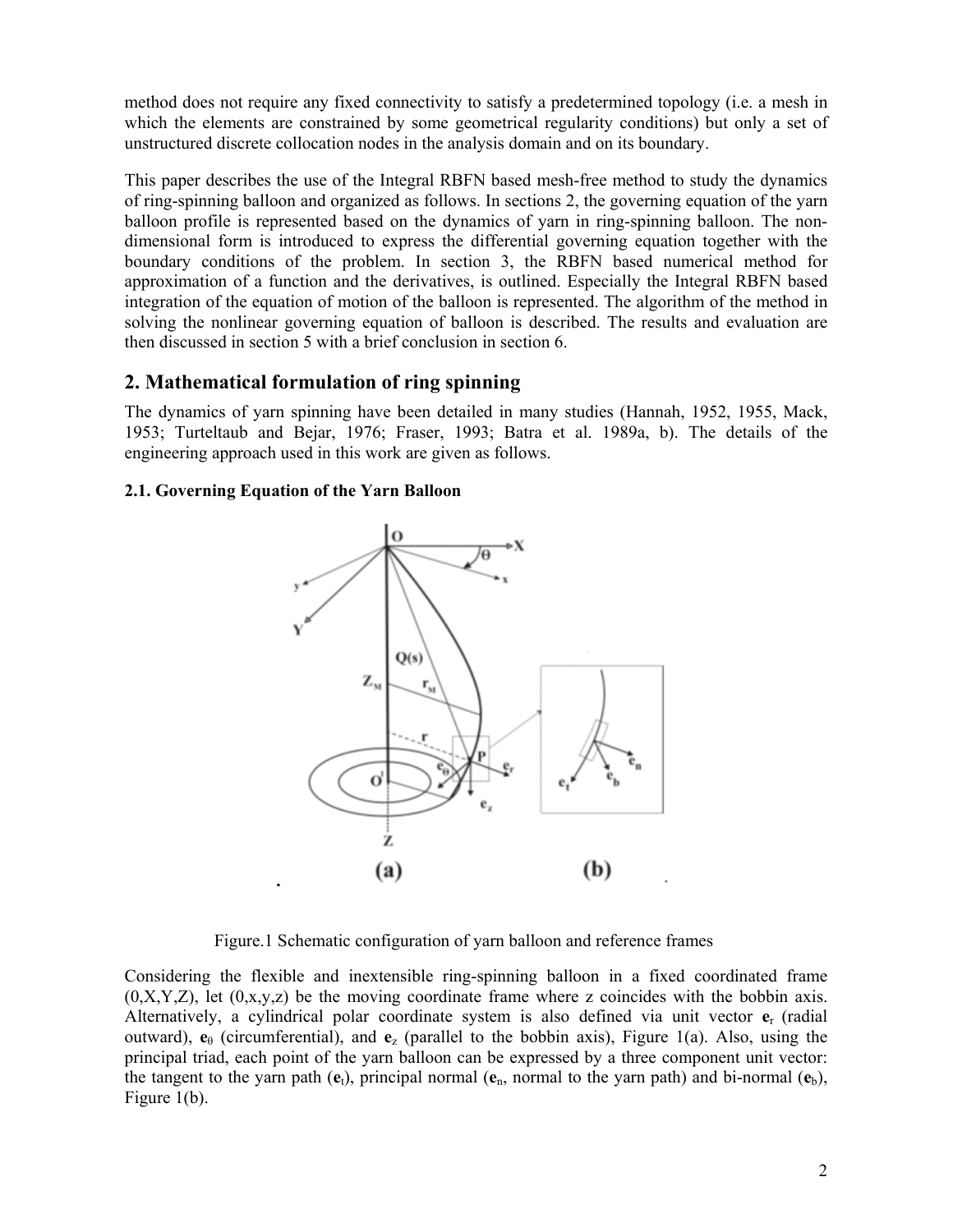method does not require any fixed connectivity to satisfy a predetermined topology (i.e. a mesh in which the elements are constrained by some geometrical regularity conditions) but only a set of unstructured discrete collocation nodes in the analysis domain and on its boundary.

This paper describes the use of the Integral RBFN based mesh-free method to study the dynamics of ring-spinning balloon and organized as follows. In sections 2, the governing equation of the yarn balloon profile is represented based on the dynamics of yarn in ring-spinning balloon. The non-dimensional form is introduced to express the differential governing equation together with the boundary conditions of the problem. In section 3, the RBFN based numerical method for approximation of a function and the derivatives, is outlined. Especially the Integral RBFN based integration of the equation of motion of the balloon is represented. The algorithm of the method in solving the nonlinear governing equation of balloon is described. The results and evaluation are then discussed in section 5 with a brief conclusion in section 6.

## 2. Mathematical formulation of ring spinning

The dynamics of yarn spinning have been detailed in many studies (Hannah, 1952, 1955, Mack, 1953; Turteltaub and Bejar, 1976; Fraser, 1993; Batra et al. 1989a, b). The details of the engineering approach used in this work are given as follows.

### 2.1. Governing Equation of the Yarn Balloon

Figure.1 Schematic configuration of yarn balloon and reference frames

Considering the flexible and inextensible ring-spinning balloon in a fixed coordinated frame (0,X,Y,Z), let (0,x,y,z) be the moving coordinate frame where z coincides with the bobbin axis. Alternatively, a cylindrical polar coordinate system is also defined via unit vector $\mathbf{e}_r$ (radial outward), $\mathbf{e}_\theta$ (circumferential), and $\mathbf{e}_z$ (parallel to the bobbin axis), Figure 1(a). Also, using the principal triad, each point of the yarn balloon can be expressed by a three component unit vector: the tangent to the yarn path ($\mathbf{e}_t$), principal normal ($\mathbf{e}_n$, normal to the yarn path) and bi-normal ($\mathbf{e}_b$), Figure 1(b).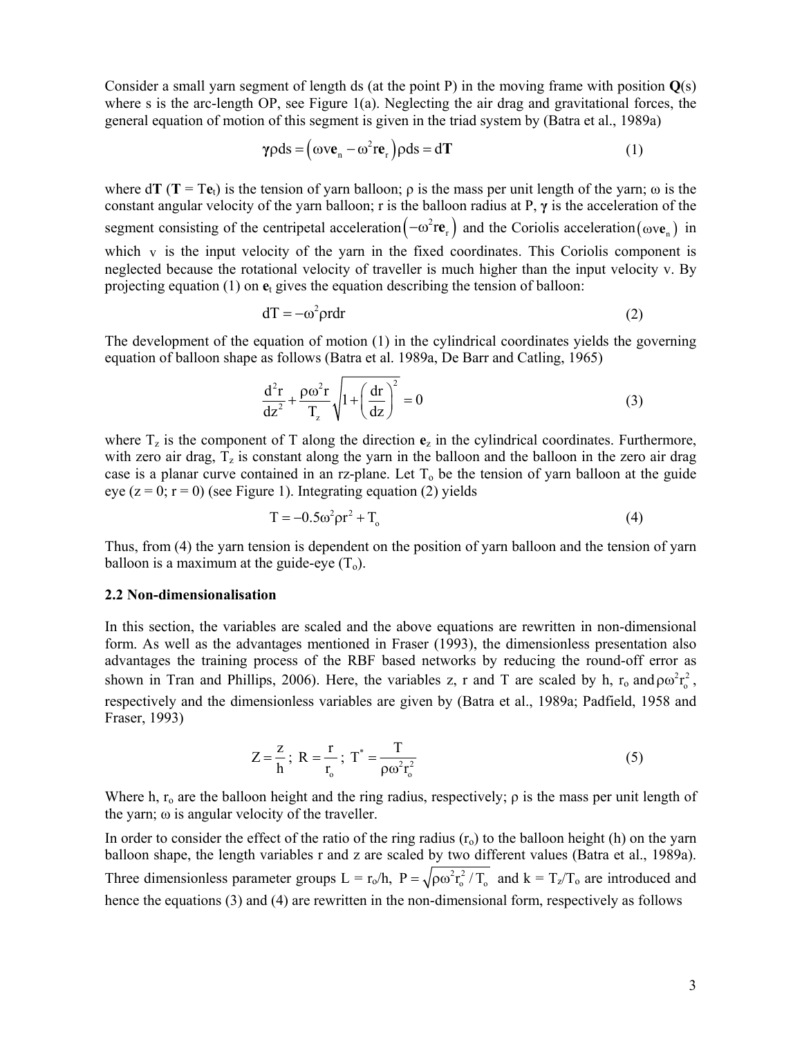Consider a small yarn segment of length ds (at the point P) in the moving frame with position **Q**(s) where s is the arc-length OP, see Figure 1(a). Neglecting the air drag and gravitational forces, the general equation of motion of this segment is given in the triad system by (Batra et al., 1989a)

$$\boldsymbol{\gamma}\rho ds = \left(\omega v \mathbf{e}_n - \omega^2 r \mathbf{e}_r\right)\rho ds = d\mathbf{T} \tag{1}$$

where d**T** (**T** = T**e**$_t$) is the tension of yarn balloon; ρ is the mass per unit length of the yarn; ω is the constant angular velocity of the yarn balloon; r is the balloon radius at P, **γ** is the acceleration of the segment consisting of the centripetal acceleration $\left(-\omega^2 r \mathbf{e}_r\right)$ and the Coriolis acceleration $\left(\omega v \mathbf{e}_n\right)$ in which v is the input velocity of the yarn in the fixed coordinates. This Coriolis component is neglected because the rotational velocity of traveller is much higher than the input velocity v. By projecting equation (1) on **e**$_t$ gives the equation describing the tension of balloon:

$$dT = -\omega^2 \rho r dr \tag{2}$$

The development of the equation of motion (1) in the cylindrical coordinates yields the governing equation of balloon shape as follows (Batra et al. 1989a, De Barr and Catling, 1965)

$$\frac{d^2 r}{dz^2} + \frac{\rho\omega^2 r}{T_z}\sqrt{1+\left(\frac{dr}{dz}\right)^2} = 0 \tag{3}$$

where $T_z$ is the component of T along the direction **e**$_z$ in the cylindrical coordinates. Furthermore, with zero air drag, $T_z$ is constant along the yarn in the balloon and the balloon in the zero air drag case is a planar curve contained in an rz-plane. Let $T_o$ be the tension of yarn balloon at the guide eye (z = 0; r = 0) (see Figure 1). Integrating equation (2) yields

$$T = -0.5\omega^2 \rho r^2 + T_o \tag{4}$$

Thus, from (4) the yarn tension is dependent on the position of yarn balloon and the tension of yarn balloon is a maximum at the guide-eye ($T_o$).

### 2.2 Non-dimensionalisation

In this section, the variables are scaled and the above equations are rewritten in non-dimensional form. As well as the advantages mentioned in Fraser (1993), the dimensionless presentation also advantages the training process of the RBF based networks by reducing the round-off error as shown in Tran and Phillips, 2006). Here, the variables z, r and T are scaled by h, $r_o$ and $\rho\omega^2 r_o^2$, respectively and the dimensionless variables are given by (Batra et al., 1989a; Padfield, 1958 and Fraser, 1993)

$$Z = \frac{z}{h};\ R = \frac{r}{r_o};\ T^* = \frac{T}{\rho\omega^2 r_o^2} \tag{5}$$

Where h, $r_o$ are the balloon height and the ring radius, respectively; ρ is the mass per unit length of the yarn; ω is angular velocity of the traveller.

In order to consider the effect of the ratio of the ring radius ($r_o$) to the balloon height (h) on the yarn balloon shape, the length variables r and z are scaled by two different values (Batra et al., 1989a). Three dimensionless parameter groups L = $r_o$/h, $P = \sqrt{\rho\omega^2 r_o^2 / T_o}$ and k = $T_z/T_o$ are introduced and hence the equations (3) and (4) are rewritten in the non-dimensional form, respectively as follows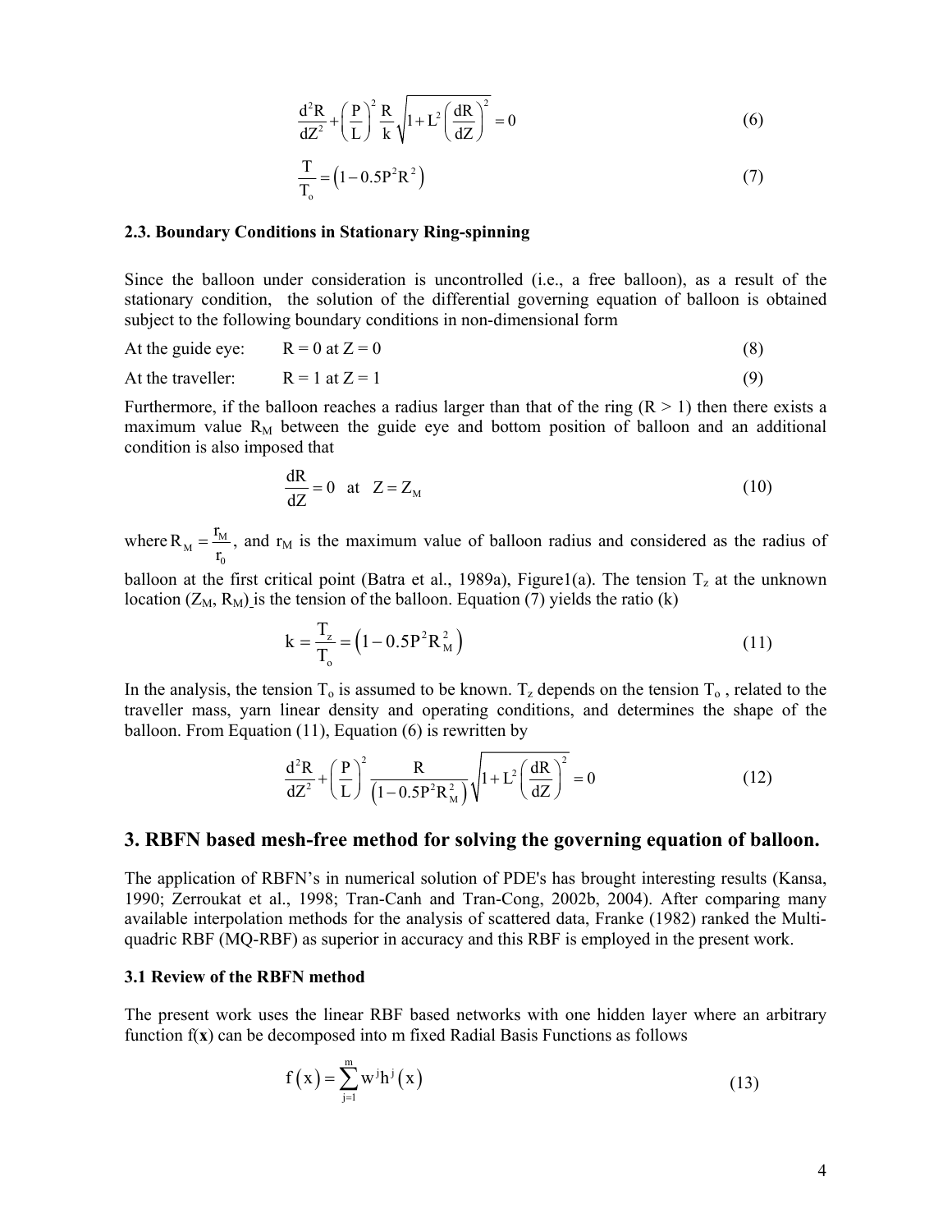$$\frac{d^2R}{dZ^2} + \left(\frac{P}{L}\right)^2 \frac{R}{k}\sqrt{1 + L^2\left(\frac{dR}{dZ}\right)^2} = 0 \tag{6}$$

$$\frac{T}{T_o} = \left(1 - 0.5P^2R^2\right) \tag{7}$$

### 2.3. Boundary Conditions in Stationary Ring-spinning

Since the balloon under consideration is uncontrolled (i.e., a free balloon), as a result of the stationary condition, the solution of the differential governing equation of balloon is obtained subject to the following boundary conditions in non-dimensional form

At the guide eye: $R = 0$ at $Z = 0$ (8)

At the traveller: $R = 1$ at $Z = 1$ (9)

Furthermore, if the balloon reaches a radius larger than that of the ring ($R > 1$) then there exists a maximum value $R_M$ between the guide eye and bottom position of balloon and an additional condition is also imposed that

$$\frac{dR}{dZ} = 0 \quad \text{at} \quad Z = Z_M \tag{10}$$

where $R_M = \frac{r_M}{r_0}$, and $r_M$ is the maximum value of balloon radius and considered as the radius of balloon at the first critical point (Batra et al., 1989a), Figure1(a). The tension $T_z$ at the unknown location ($Z_M$, $R_M$) is the tension of the balloon. Equation (7) yields the ratio (k)

$$k = \frac{T_z}{T_o} = \left(1 - 0.5P^2R_M^2\right) \tag{11}$$

In the analysis, the tension $T_o$ is assumed to be known. $T_z$ depends on the tension $T_o$ , related to the traveller mass, yarn linear density and operating conditions, and determines the shape of the balloon. From Equation (11), Equation (6) is rewritten by

$$\frac{d^2R}{dZ^2} + \left(\frac{P}{L}\right)^2 \frac{R}{\left(1 - 0.5P^2R_M^2\right)}\sqrt{1 + L^2\left(\frac{dR}{dZ}\right)^2} = 0 \tag{12}$$

## 3. RBFN based mesh-free method for solving the governing equation of balloon.

The application of RBFN's in numerical solution of PDE's has brought interesting results (Kansa, 1990; Zerroukat et al., 1998; Tran-Canh and Tran-Cong, 2002b, 2004). After comparing many available interpolation methods for the analysis of scattered data, Franke (1982) ranked the Multi-quadric RBF (MQ-RBF) as superior in accuracy and this RBF is employed in the present work.

### 3.1 Review of the RBFN method

The present work uses the linear RBF based networks with one hidden layer where an arbitrary function f(**x**) can be decomposed into m fixed Radial Basis Functions as follows

$$f(x) = \sum_{j=1}^{m} w^j h^j(x) \tag{13}$$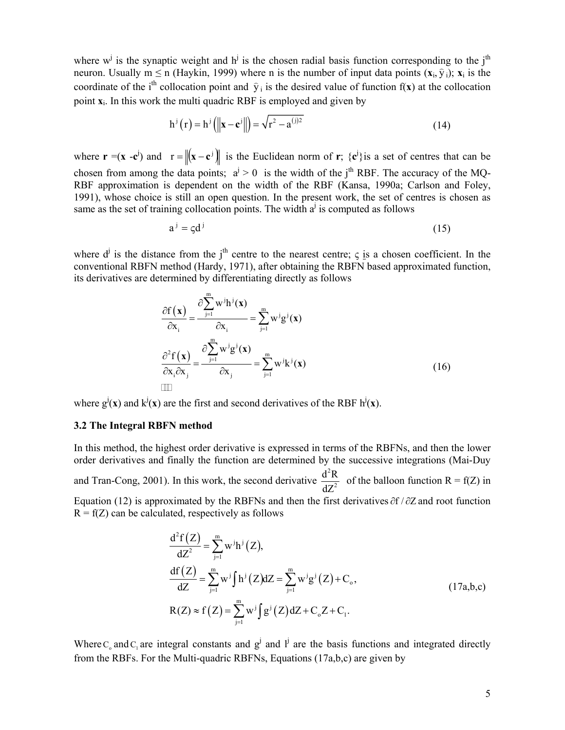where $w^j$ is the synaptic weight and $h^j$ is the chosen radial basis function corresponding to the $j^{th}$ neuron. Usually $m \le n$ (Haykin, 1999) where n is the number of input data points ($\mathbf{x}_i$, $\hat{y}_i$); $\mathbf{x}_i$ is the coordinate of the $i^{th}$ collocation point and $\hat{y}_i$ is the desired value of function $f(\mathbf{x})$ at the collocation point $\mathbf{x}_i$. In this work the multi quadric RBF is employed and given by

$$h^j(r) = h^j\left(\left\|\mathbf{x} - \mathbf{c}^j\right\|\right) = \sqrt{r^2 - a^{(j)2}} \tag{14}$$

where $\mathbf{r} = (\mathbf{x} - \mathbf{c}^j)$ and $r = \left\|(\mathbf{x} - \mathbf{c}^j)\right\|$ is the Euclidean norm of $\mathbf{r}$; $\{\mathbf{c}^j\}$ is a set of centres that can be chosen from among the data points; $a^j > 0$ is the width of the $j^{th}$ RBF. The accuracy of the MQ-RBF approximation is dependent on the width of the RBF (Kansa, 1990a; Carlson and Foley, 1991), whose choice is still an open question. In the present work, the set of centres is chosen as same as the set of training collocation points. The width $a^j$ is computed as follows

$$a^j = \varsigma d^j \tag{15}$$

where $d^j$ is the distance from the $j^{th}$ centre to the nearest centre; $\varsigma$ is a chosen coefficient. In the conventional RBFN method (Hardy, 1971), after obtaining the RBFN based approximated function, its derivatives are determined by differentiating directly as follows

$$\begin{aligned}
\frac{\partial f(\mathbf{x})}{\partial x_i} &= \frac{\partial \sum_{j=1}^{m} w^j h^j(\mathbf{x})}{\partial x_i} = \sum_{j=1}^{m} w^j g^j(\mathbf{x}) \\
\frac{\partial^2 f(\mathbf{x})}{\partial x_i \partial x_j} &= \frac{\partial \sum_{j=1}^{m} w^j g^j(\mathbf{x})}{\partial x_j} = \sum_{j=1}^{m} w^j k^j(\mathbf{x})
\end{aligned} \tag{16}$$

where $g^j(\mathbf{x})$ and $k^j(\mathbf{x})$ are the first and second derivatives of the RBF $h^j(\mathbf{x})$.

### 3.2 The Integral RBFN method

In this method, the highest order derivative is expressed in terms of the RBFNs, and then the lower order derivatives and finally the function are determined by the successive integrations (Mai-Duy and Tran-Cong, 2001). In this work, the second derivative $\frac{d^2R}{dZ^2}$ of the balloon function $R = f(Z)$ in Equation (12) is approximated by the RBFNs and then the first derivatives $\partial f / \partial Z$ and root function $R = f(Z)$ can be calculated, respectively as follows

$$\begin{aligned}
\frac{d^2 f(Z)}{dZ^2} &= \sum_{j=1}^{m} w^j h^j(Z), \\
\frac{df(Z)}{dZ} &= \sum_{j=1}^{m} w^j \int h^j(Z)dZ = \sum_{j=1}^{m} w^j g^j(Z) + C_o, \\
R(Z) \approx f(Z) &= \sum_{j=1}^{m} w^j \int g^j(Z)dZ + C_o Z + C_1.
\end{aligned} \tag{17a,b,c}$$

Where $C_o$ and $C_1$ are integral constants and $g^j$ and $l^j$ are the basis functions and integrated directly from the RBFs. For the Multi-quadric RBFNs, Equations (17a,b,c) are given by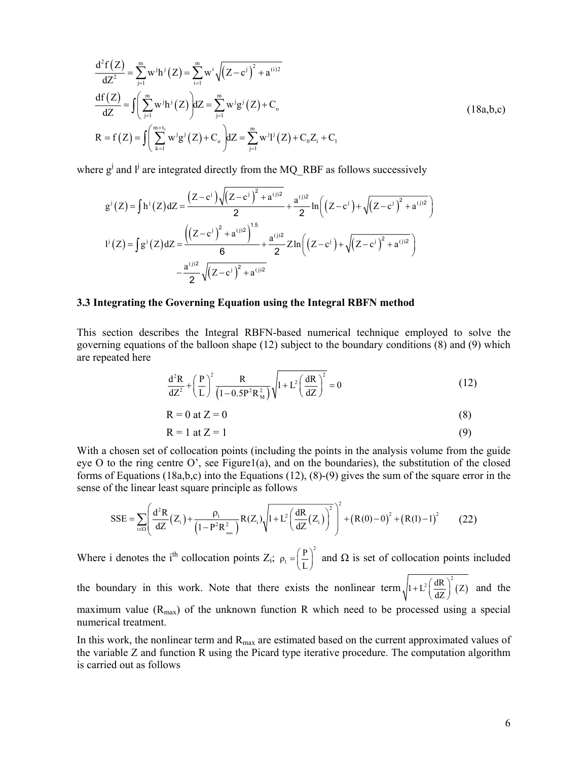$$
\begin{aligned}
\frac{d^2 f(Z)}{dZ^2} &= \sum_{j=1}^{m} w^j h^j(Z) = \sum_{i=1}^{m} w^i \sqrt{\left(Z - c^j\right)^2 + a^{(i)2}} \\
\frac{df(Z)}{dZ} &= \int \left( \sum_{j=1}^{m} w^j h^j(Z) \right) dZ = \sum_{j=1}^{m} w^j g^j(Z) + C_o \\
R = f(Z) &= \int \left( \sum_{k=1}^{m+t_1} w^j g^j(Z) + C_o \right) dZ = \sum_{j=1}^{m} w^j l^j(Z) + C_0 Z_i + C_1
\end{aligned}
\tag{18a,b,c}
$$

where $g^j$ and $l^j$ are integrated directly from the MQ_RBF as follows successively

$$
g^j(Z) = \int h^j(Z) dZ = \frac{\left(Z - c^j\right)\sqrt{\left(Z - c^j\right)^2 + a^{(j)2}}}{2} + \frac{a^{(j)2}}{2} \ln\left( \left(Z - c^j\right) + \sqrt{\left(Z - c^j\right)^2 + a^{(j)2}} \right)
$$

$$
\begin{aligned}
l^j(Z) = \int g^j(Z) dZ &= \frac{\left( \left(Z - c^j\right)^2 + a^{(j)2} \right)^{1.5}}{6} + \frac{a^{(j)2}}{2} Z \ln\left( \left(Z - c^j\right) + \sqrt{\left(Z - c^j\right)^2 + a^{(j)2}} \right) \\
&\quad - \frac{a^{(j)2}}{2} \sqrt{\left(Z - c^j\right)^2 + a^{(j)2}}
\end{aligned}
$$

### 3.3 Integrating the Governing Equation using the Integral RBFN method

This section describes the Integral RBFN-based numerical technique employed to solve the governing equations of the balloon shape (12) subject to the boundary conditions (8) and (9) which are repeated here

$$
\frac{d^2 R}{dZ^2} + \left( \frac{P}{L} \right)^2 \frac{R}{\left(1 - 0.5 P^2 R_M^2\right)} \sqrt{1 + L^2 \left( \frac{dR}{dZ} \right)^2} = 0 \tag{12}
$$

$$
R = 0 \text{ at } Z = 0 \tag{8}
$$

$$
R = 1 \text{ at } Z = 1 \tag{9}
$$

With a chosen set of collocation points (including the points in the analysis volume from the guide eye O to the ring centre O', see Figure1(a), and on the boundaries), the substitution of the closed forms of Equations (18a,b,c) into the Equations (12), (8)-(9) gives the sum of the square error in the sense of the linear least square principle as follows

$$
SSE = \sum_{i \in \Omega} \left( \frac{d^2 R}{dZ}(Z_i) + \frac{\rho_1}{\left(1 - P^2 R_{max}^2\right)} R(Z_i) \sqrt{1 + L^2 \left( \frac{dR}{dZ}(Z_i) \right)^2} \right)^2 + \left(R(0) - 0\right)^2 + \left(R(1) - 1\right)^2 \tag{22}
$$

Where i denotes the $i^{th}$ collocation points $Z_i$; $\rho_1 = \left( \frac{P}{L} \right)^2$ and $\Omega$ is set of collocation points included the boundary in this work. Note that there exists the nonlinear term $\sqrt{1 + L^2 \left( \frac{dR}{dZ} \right)^2 (Z)}$ and the maximum value ($R_{max}$) of the unknown function R which need to be processed using a special numerical treatment.

In this work, the nonlinear term and $R_{max}$ are estimated based on the current approximated values of the variable Z and function R using the Picard type iterative procedure. The computation algorithm is carried out as follows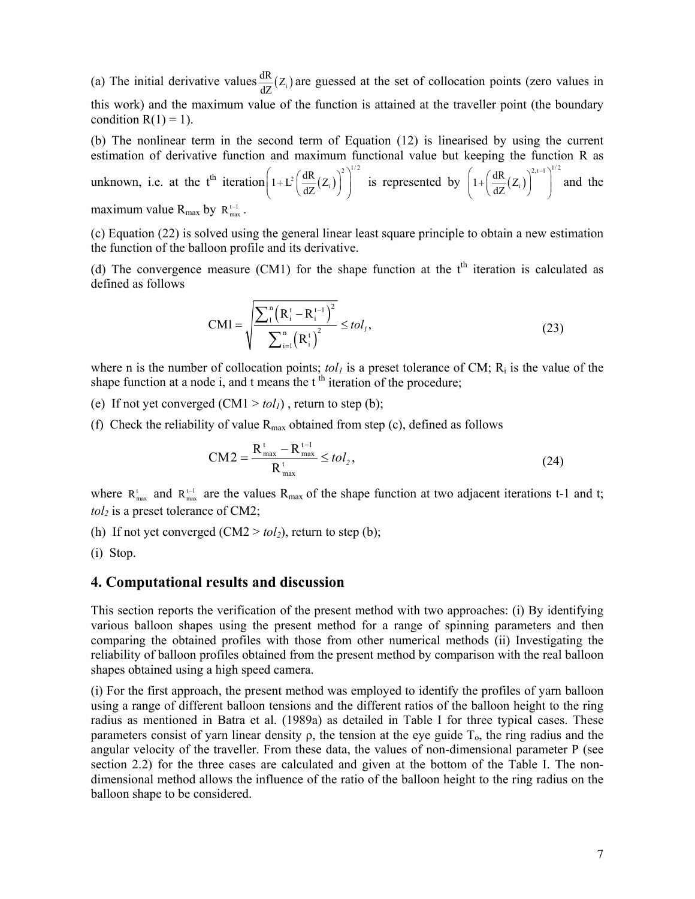(a) The initial derivative values $\frac{dR}{dZ}(Z_i)$ are guessed at the set of collocation points (zero values in this work) and the maximum value of the function is attained at the traveller point (the boundary condition R(1) = 1).

(b) The nonlinear term in the second term of Equation (12) is linearised by using the current estimation of derivative function and maximum functional value but keeping the function R as unknown, i.e. at the t$^{th}$ iteration $\left(1+L^2\left(\frac{dR}{dZ}(Z_i)\right)^2\right)^{1/2}$ is represented by $\left(1+\left(\frac{dR}{dZ}(Z_i)\right)^{2,t-1}\right)^{1/2}$ and the maximum value $R_{max}$ by $R_{max}^{t-1}$.

(c) Equation (22) is solved using the general linear least square principle to obtain a new estimation the function of the balloon profile and its derivative.

(d) The convergence measure (CM1) for the shape function at the t$^{th}$ iteration is calculated as defined as follows

$$
CM1 = \sqrt{\frac{\sum_{1}^{n}\left(R_i^t - R_i^{t-1}\right)^2}{\sum_{i=1}^{n}\left(R_i^t\right)^2}} \le tol_1, \tag{23}
$$

where n is the number of collocation points; $tol_1$ is a preset tolerance of CM; $R_i$ is the value of the shape function at a node i, and t means the t$^{th}$ iteration of the procedure;

(e) If not yet converged (CM1 > $tol_1$), return to step (b);

(f) Check the reliability of value $R_{max}$ obtained from step (c), defined as follows

$$
CM2 = \frac{R_{max}^t - R_{max}^{t-1}}{R_{max}^t} \le tol_2, \tag{24}
$$

where $R_{max}^t$ and $R_{max}^{t-1}$ are the values $R_{max}$ of the shape function at two adjacent iterations t-1 and t; $tol_2$ is a preset tolerance of CM2;

(h) If not yet converged (CM2 > $tol_2$), return to step (b);

(i) Stop.

## 4. Computational results and discussion

This section reports the verification of the present method with two approaches: (i) By identifying various balloon shapes using the present method for a range of spinning parameters and then comparing the obtained profiles with those from other numerical methods (ii) Investigating the reliability of balloon profiles obtained from the present method by comparison with the real balloon shapes obtained using a high speed camera.

(i) For the first approach, the present method was employed to identify the profiles of yarn balloon using a range of different balloon tensions and the different ratios of the balloon height to the ring radius as mentioned in Batra et al. (1989a) as detailed in Table I for three typical cases. These parameters consist of yarn linear density ρ, the tension at the eye guide $T_o$, the ring radius and the angular velocity of the traveller. From these data, the values of non-dimensional parameter P (see section 2.2) for the three cases are calculated and given at the bottom of the Table I. The non-dimensional method allows the influence of the ratio of the balloon height to the ring radius on the balloon shape to be considered.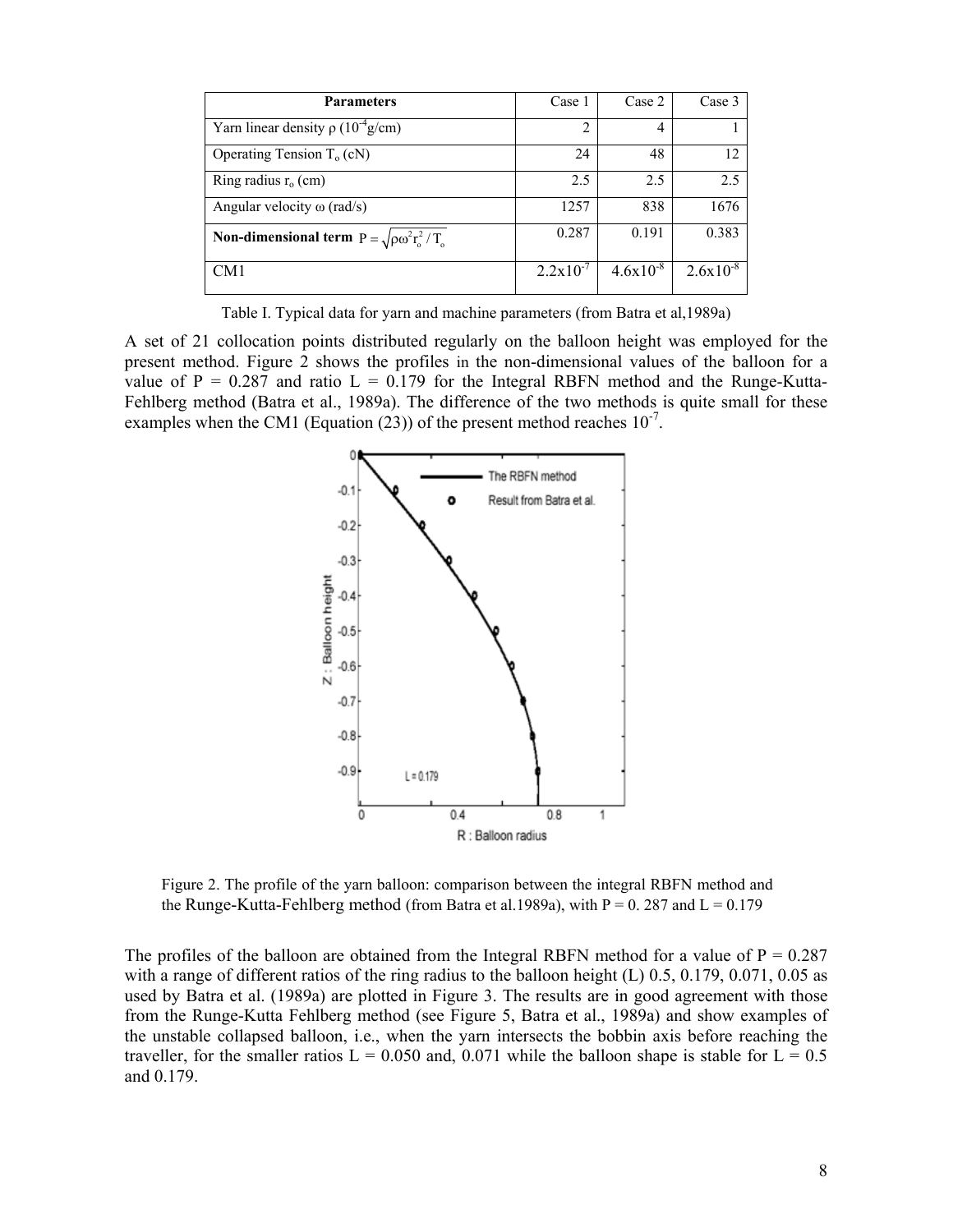| Parameters | Case 1 | Case 2 | Case 3 |
| --- | --- | --- | --- |
| Yarn linear density $\rho$ ($10^{-4}$g/cm) | 2 | 4 | 1 |
| Operating Tension $T_o$ (cN) | 24 | 48 | 12 |
| Ring radius $r_o$ (cm) | 2.5 | 2.5 | 2.5 |
| Angular velocity $\omega$ (rad/s) | 1257 | 838 | 1676 |
| **Non-dimensional term** $P = \sqrt{\rho\omega^2 r_o^2 / T_o}$ | 0.287 | 0.191 | 0.383 |
| CM1 | $2.2\text{x}10^{-7}$ | $4.6\text{x}10^{-8}$ | $2.6\text{x}10^{-8}$ |

Table I. Typical data for yarn and machine parameters (from Batra et al,1989a)

A set of 21 collocation points distributed regularly on the balloon height was employed for the present method. Figure 2 shows the profiles in the non-dimensional values of the balloon for a value of P = 0.287 and ratio L = 0.179 for the Integral RBFN method and the Runge-Kutta-Fehlberg method (Batra et al., 1989a). The difference of the two methods is quite small for these examples when the CM1 (Equation (23)) of the present method reaches $10^{-7}$.

Figure 2. The profile of the yarn balloon: comparison between the integral RBFN method and the Runge-Kutta-Fehlberg method (from Batra et al.1989a), with P = 0. 287 and L = 0.179

The profiles of the balloon are obtained from the Integral RBFN method for a value of P = 0.287 with a range of different ratios of the ring radius to the balloon height (L) 0.5, 0.179, 0.071, 0.05 as used by Batra et al. (1989a) are plotted in Figure 3. The results are in good agreement with those from the Runge-Kutta Fehlberg method (see Figure 5, Batra et al., 1989a) and show examples of the unstable collapsed balloon, i.e., when the yarn intersects the bobbin axis before reaching the traveller, for the smaller ratios L = 0.050 and, 0.071 while the balloon shape is stable for L = 0.5 and 0.179.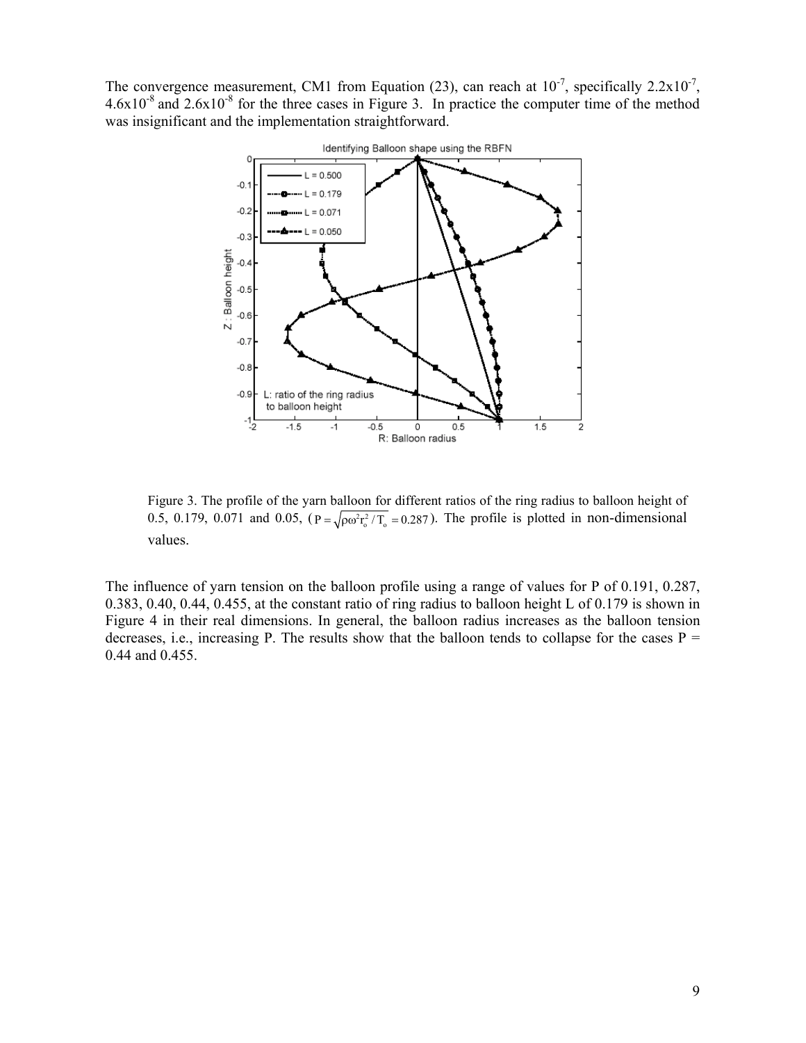The convergence measurement, CM1 from Equation (23), can reach at $10^{-7}$, specifically $2.2 \times 10^{-7}$, $4.6 \times 10^{-8}$ and $2.6 \times 10^{-8}$ for the three cases in Figure 3. In practice the computer time of the method was insignificant and the implementation straightforward.

Figure 3. The profile of the yarn balloon for different ratios of the ring radius to balloon height of 0.5, 0.179, 0.071 and 0.05, ($P = \sqrt{\rho \omega^2 r_o^2 / T_o} = 0.287$). The profile is plotted in non-dimensional values.

The influence of yarn tension on the balloon profile using a range of values for P of 0.191, 0.287, 0.383, 0.40, 0.44, 0.455, at the constant ratio of ring radius to balloon height L of 0.179 is shown in Figure 4 in their real dimensions. In general, the balloon radius increases as the balloon tension decreases, i.e., increasing P. The results show that the balloon tends to collapse for the cases P = 0.44 and 0.455.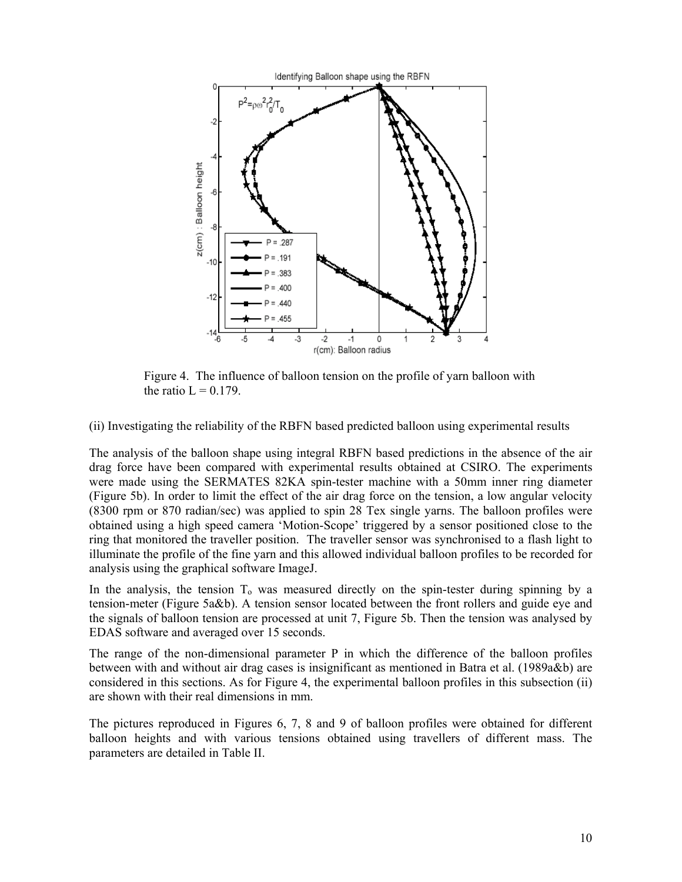Figure 4. The influence of balloon tension on the profile of yarn balloon with the ratio L = 0.179.

(ii) Investigating the reliability of the RBFN based predicted balloon using experimental results

The analysis of the balloon shape using integral RBFN based predictions in the absence of the air drag force have been compared with experimental results obtained at CSIRO. The experiments were made using the SERMATES 82KA spin-tester machine with a 50mm inner ring diameter (Figure 5b). In order to limit the effect of the air drag force on the tension, a low angular velocity (8300 rpm or 870 radian/sec) was applied to spin 28 Tex single yarns. The balloon profiles were obtained using a high speed camera 'Motion-Scope' triggered by a sensor positioned close to the ring that monitored the traveller position. The traveller sensor was synchronised to a flash light to illuminate the profile of the fine yarn and this allowed individual balloon profiles to be recorded for analysis using the graphical software ImageJ.

In the analysis, the tension $T_o$ was measured directly on the spin-tester during spinning by a tension-meter (Figure 5a&b). A tension sensor located between the front rollers and guide eye and the signals of balloon tension are processed at unit 7, Figure 5b. Then the tension was analysed by EDAS software and averaged over 15 seconds.

The range of the non-dimensional parameter P in which the difference of the balloon profiles between with and without air drag cases is insignificant as mentioned in Batra et al. (1989a&b) are considered in this sections. As for Figure 4, the experimental balloon profiles in this subsection (ii) are shown with their real dimensions in mm.

The pictures reproduced in Figures 6, 7, 8 and 9 of balloon profiles were obtained for different balloon heights and with various tensions obtained using travellers of different mass. The parameters are detailed in Table II.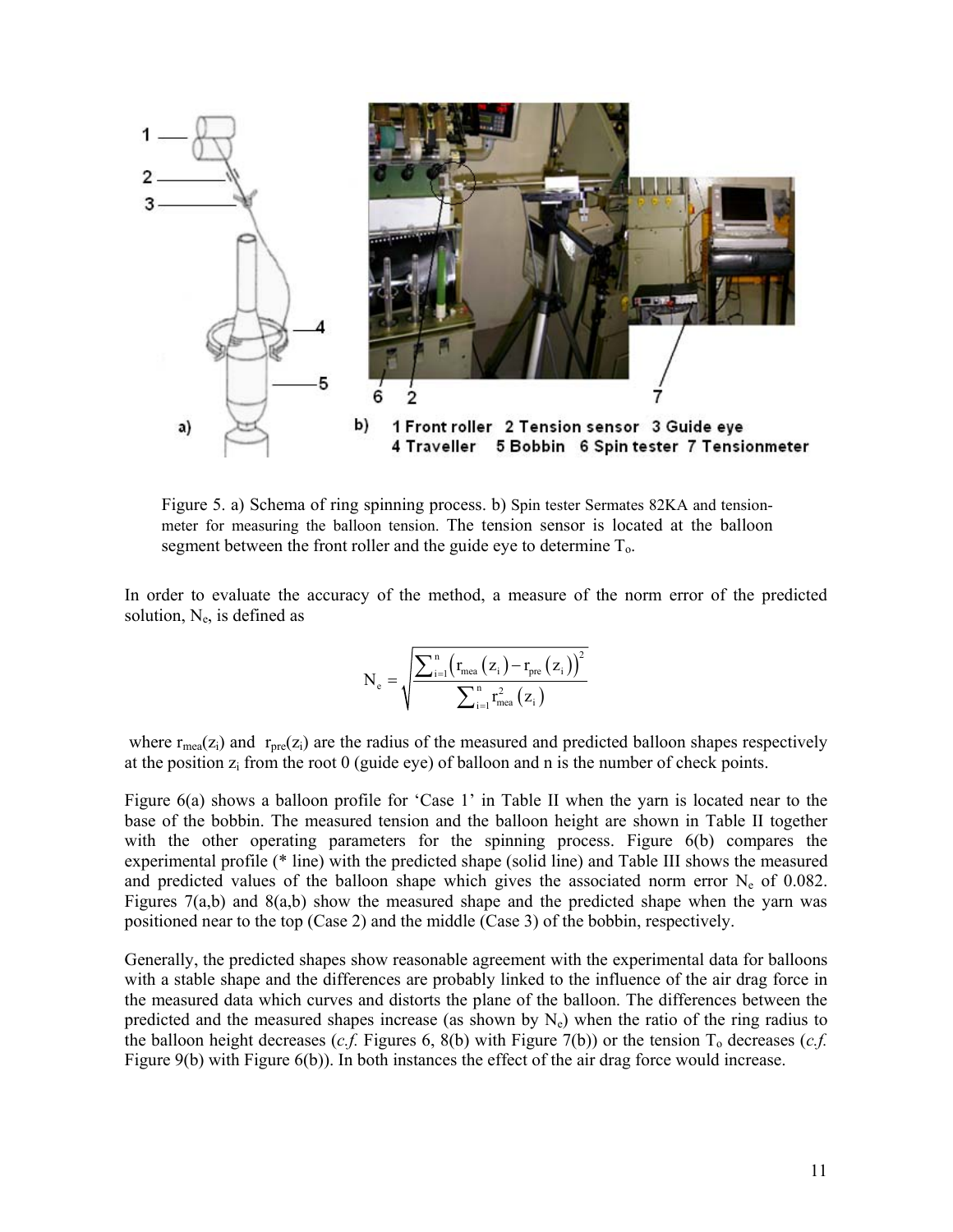Figure 5. a) Schema of ring spinning process. b) Spin tester Sermates 82KA and tension-meter for measuring the balloon tension. The tension sensor is located at the balloon segment between the front roller and the guide eye to determine $T_o$.

In order to evaluate the accuracy of the method, a measure of the norm error of the predicted solution, $N_e$, is defined as

$$N_e = \sqrt{\frac{\sum_{i=1}^{n}\left(r_{mea}(z_i) - r_{pre}(z_i)\right)^2}{\sum_{i=1}^{n} r_{mea}^2(z_i)}}$$

where $r_{mea}(z_i)$ and $r_{pre}(z_i)$ are the radius of the measured and predicted balloon shapes respectively at the position $z_i$ from the root 0 (guide eye) of balloon and n is the number of check points.

Figure 6(a) shows a balloon profile for 'Case 1' in Table II when the yarn is located near to the base of the bobbin. The measured tension and the balloon height are shown in Table II together with the other operating parameters for the spinning process. Figure 6(b) compares the experimental profile (* line) with the predicted shape (solid line) and Table III shows the measured and predicted values of the balloon shape which gives the associated norm error $N_e$ of 0.082. Figures 7(a,b) and 8(a,b) show the measured shape and the predicted shape when the yarn was positioned near to the top (Case 2) and the middle (Case 3) of the bobbin, respectively.

Generally, the predicted shapes show reasonable agreement with the experimental data for balloons with a stable shape and the differences are probably linked to the influence of the air drag force in the measured data which curves and distorts the plane of the balloon. The differences between the predicted and the measured shapes increase (as shown by $N_e$) when the ratio of the ring radius to the balloon height decreases (*c.f.* Figures 6, 8(b) with Figure 7(b)) or the tension $T_o$ decreases (*c.f.* Figure 9(b) with Figure 6(b)). In both instances the effect of the air drag force would increase.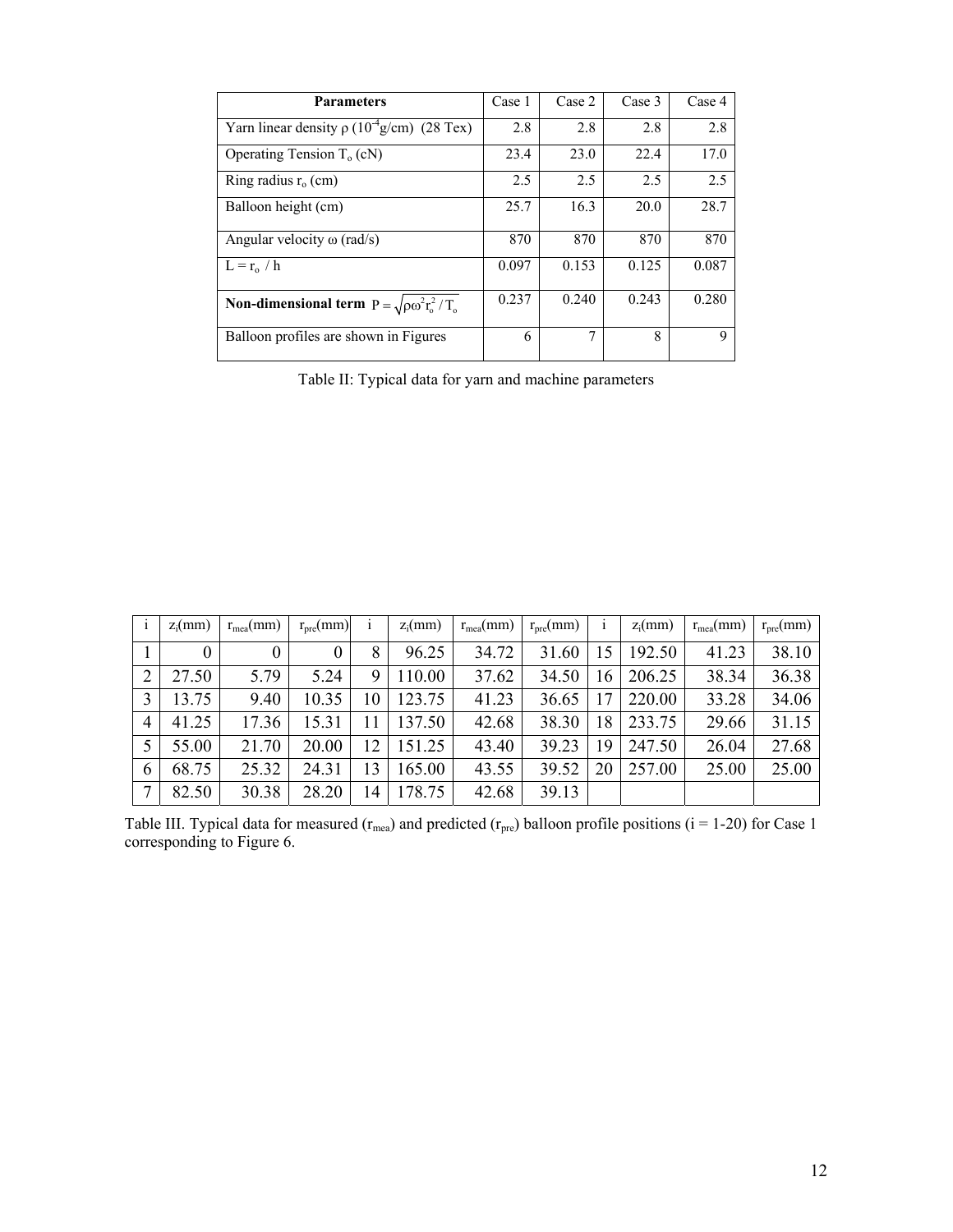| Parameters | Case 1 | Case 2 | Case 3 | Case 4 |
|---|---|---|---|---|
| Yarn linear density $\rho$ ($10^{-4}$g/cm) (28 Tex) | 2.8 | 2.8 | 2.8 | 2.8 |
| Operating Tension $T_o$ (cN) | 23.4 | 23.0 | 22.4 | 17.0 |
| Ring radius $r_o$ (cm) | 2.5 | 2.5 | 2.5 | 2.5 |
| Balloon height (cm) | 25.7 | 16.3 | 20.0 | 28.7 |
| Angular velocity $\omega$ (rad/s) | 870 | 870 | 870 | 870 |
| $L = r_o / h$ | 0.097 | 0.153 | 0.125 | 0.087 |
| **Non-dimensional term** $P = \sqrt{\rho\omega^2 r_o^2 / T_o}$ | 0.237 | 0.240 | 0.243 | 0.280 |
| Balloon profiles are shown in Figures | 6 | 7 | 8 | 9 |

Table II: Typical data for yarn and machine parameters

| i | $z_i$(mm) | $r_{mea}$(mm) | $r_{pre}$(mm) | i | $z_i$(mm) | $r_{mea}$(mm) | $r_{pre}$(mm) | i | $z_i$(mm) | $r_{mea}$(mm) | $r_{pre}$(mm) |
|---|---|---|---|---|---|---|---|---|---|---|---|
| 1 | 0 | 0 | 0 | 8 | 96.25 | 34.72 | 31.60 | 15 | 192.50 | 41.23 | 38.10 |
| 2 | 27.50 | 5.79 | 5.24 | 9 | 110.00 | 37.62 | 34.50 | 16 | 206.25 | 38.34 | 36.38 |
| 3 | 13.75 | 9.40 | 10.35 | 10 | 123.75 | 41.23 | 36.65 | 17 | 220.00 | 33.28 | 34.06 |
| 4 | 41.25 | 17.36 | 15.31 | 11 | 137.50 | 42.68 | 38.30 | 18 | 233.75 | 29.66 | 31.15 |
| 5 | 55.00 | 21.70 | 20.00 | 12 | 151.25 | 43.40 | 39.23 | 19 | 247.50 | 26.04 | 27.68 |
| 6 | 68.75 | 25.32 | 24.31 | 13 | 165.00 | 43.55 | 39.52 | 20 | 257.00 | 25.00 | 25.00 |
| 7 | 82.50 | 30.38 | 28.20 | 14 | 178.75 | 42.68 | 39.13 | | | | |

Table III. Typical data for measured ($r_{mea}$) and predicted ($r_{pre}$) balloon profile positions (i = 1-20) for Case 1 corresponding to Figure 6.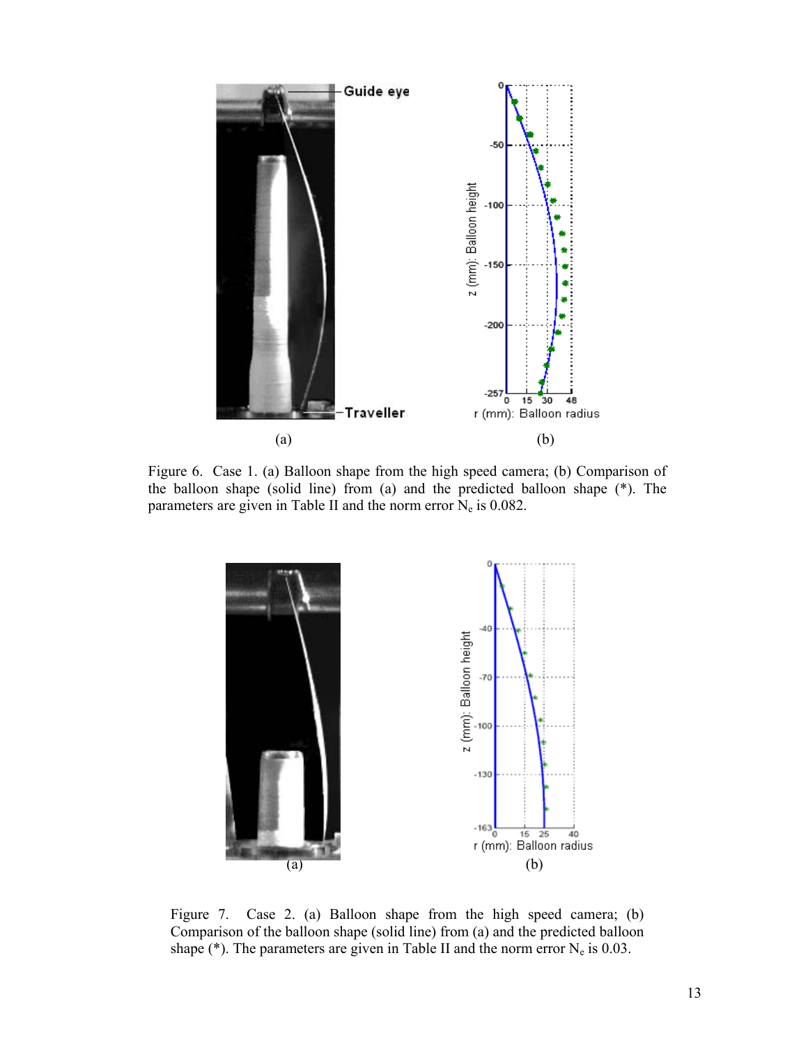Figure 6. Case 1. (a) Balloon shape from the high speed camera; (b) Comparison of the balloon shape (solid line) from (a) and the predicted balloon shape (*). The parameters are given in Table II and the norm error $N_e$ is 0.082.

Figure 7. Case 2. (a) Balloon shape from the high speed camera; (b) Comparison of the balloon shape (solid line) from (a) and the predicted balloon shape (*). The parameters are given in Table II and the norm error $N_e$ is 0.03.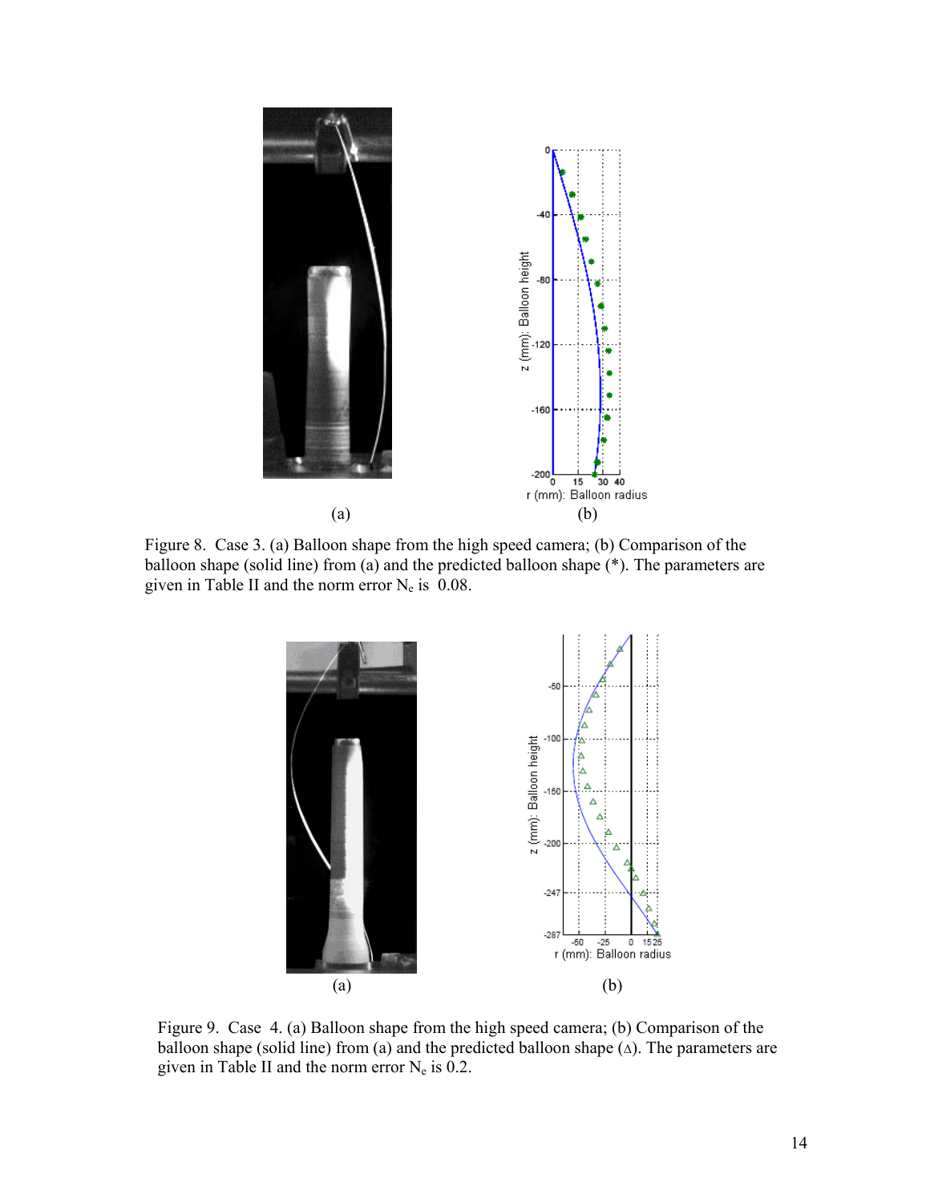(a)

(b)

Figure 8. Case 3. (a) Balloon shape from the high speed camera; (b) Comparison of the balloon shape (solid line) from (a) and the predicted balloon shape (*). The parameters are given in Table II and the norm error $N_e$ is 0.08.

(a)

(b)

Figure 9. Case 4. (a) Balloon shape from the high speed camera; (b) Comparison of the balloon shape (solid line) from (a) and the predicted balloon shape ($\Delta$). The parameters are given in Table II and the norm error $N_e$ is 0.2.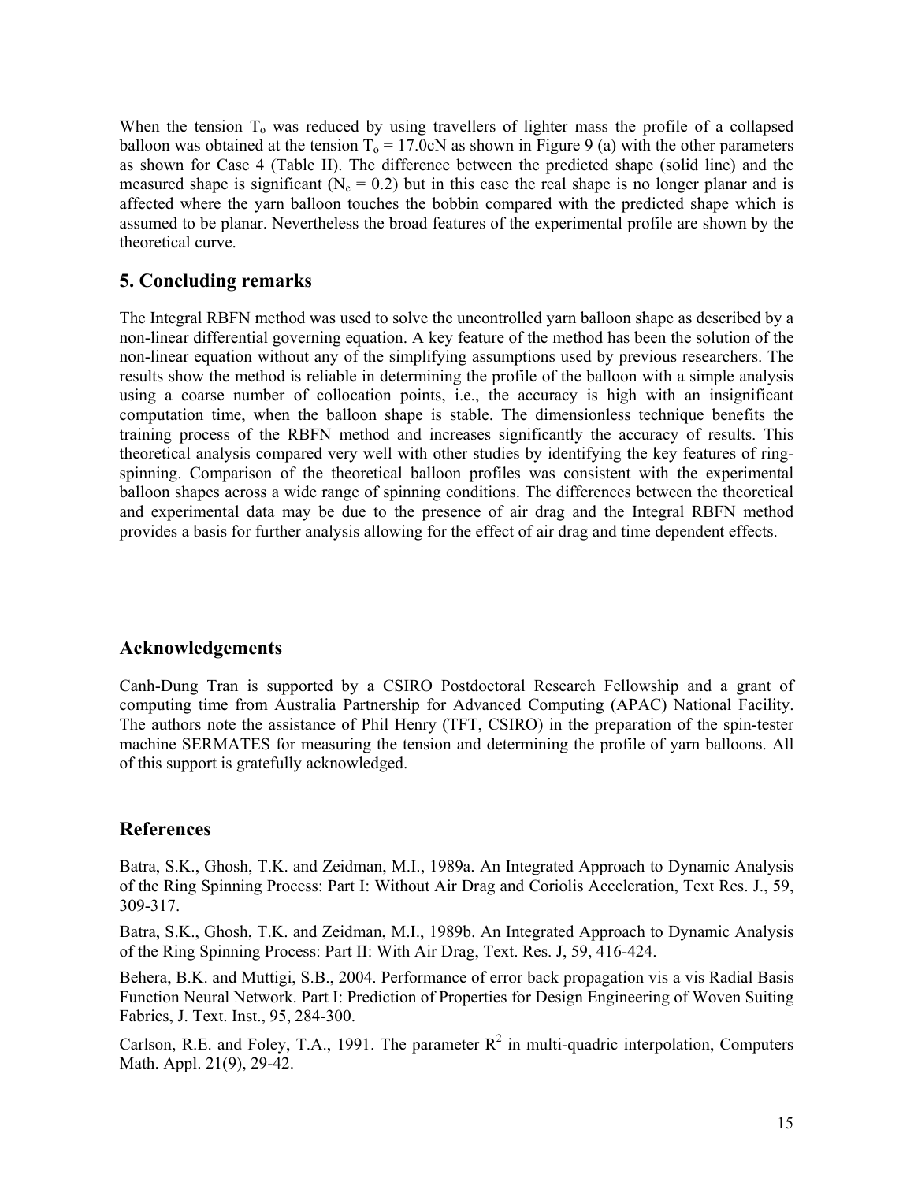When the tension $T_o$ was reduced by using travellers of lighter mass the profile of a collapsed balloon was obtained at the tension $T_o = 17.0$cN as shown in Figure 9 (a) with the other parameters as shown for Case 4 (Table II). The difference between the predicted shape (solid line) and the measured shape is significant ($N_e = 0.2$) but in this case the real shape is no longer planar and is affected where the yarn balloon touches the bobbin compared with the predicted shape which is assumed to be planar. Nevertheless the broad features of the experimental profile are shown by the theoretical curve.

## 5. Concluding remarks

The Integral RBFN method was used to solve the uncontrolled yarn balloon shape as described by a non-linear differential governing equation. A key feature of the method has been the solution of the non-linear equation without any of the simplifying assumptions used by previous researchers. The results show the method is reliable in determining the profile of the balloon with a simple analysis using a coarse number of collocation points, i.e., the accuracy is high with an insignificant computation time, when the balloon shape is stable. The dimensionless technique benefits the training process of the RBFN method and increases significantly the accuracy of results. This theoretical analysis compared very well with other studies by identifying the key features of ring-spinning. Comparison of the theoretical balloon profiles was consistent with the experimental balloon shapes across a wide range of spinning conditions. The differences between the theoretical and experimental data may be due to the presence of air drag and the Integral RBFN method provides a basis for further analysis allowing for the effect of air drag and time dependent effects.

## Acknowledgements

Canh-Dung Tran is supported by a CSIRO Postdoctoral Research Fellowship and a grant of computing time from Australia Partnership for Advanced Computing (APAC) National Facility. The authors note the assistance of Phil Henry (TFT, CSIRO) in the preparation of the spin-tester machine SERMATES for measuring the tension and determining the profile of yarn balloons. All of this support is gratefully acknowledged.

## References

Batra, S.K., Ghosh, T.K. and Zeidman, M.I., 1989a. An Integrated Approach to Dynamic Analysis of the Ring Spinning Process: Part I: Without Air Drag and Coriolis Acceleration, Text Res. J., 59, 309-317.

Batra, S.K., Ghosh, T.K. and Zeidman, M.I., 1989b. An Integrated Approach to Dynamic Analysis of the Ring Spinning Process: Part II: With Air Drag, Text. Res. J, 59, 416-424.

Behera, B.K. and Muttigi, S.B., 2004. Performance of error back propagation vis a vis Radial Basis Function Neural Network. Part I: Prediction of Properties for Design Engineering of Woven Suiting Fabrics, J. Text. Inst., 95, 284-300.

Carlson, R.E. and Foley, T.A., 1991. The parameter $R^2$ in multi-quadric interpolation, Computers Math. Appl. 21(9), 29-42.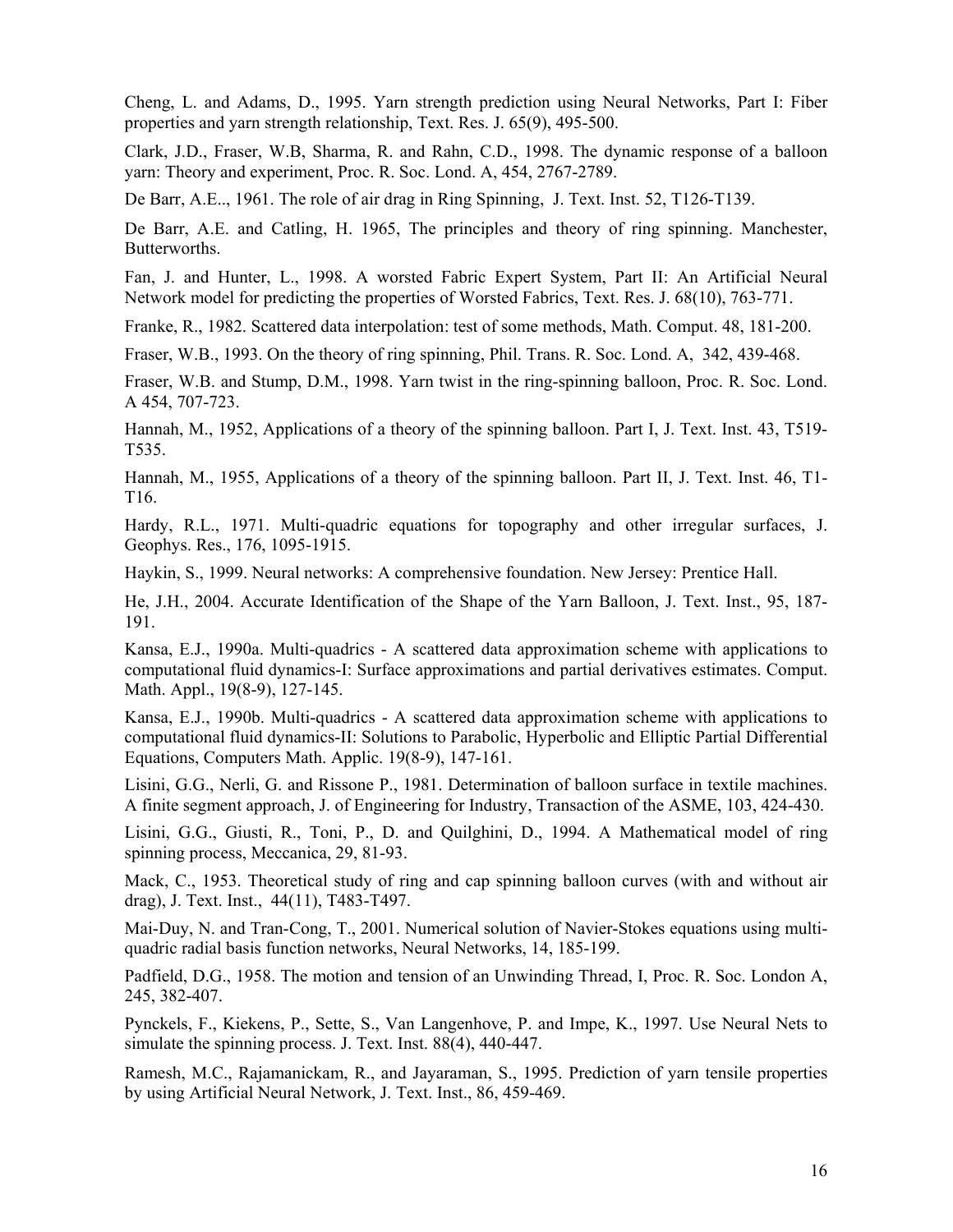Cheng, L. and Adams, D., 1995. Yarn strength prediction using Neural Networks, Part I: Fiber properties and yarn strength relationship, Text. Res. J. 65(9), 495-500.

Clark, J.D., Fraser, W.B, Sharma, R. and Rahn, C.D., 1998. The dynamic response of a balloon yarn: Theory and experiment, Proc. R. Soc. Lond. A, 454, 2767-2789.

De Barr, A.E.., 1961. The role of air drag in Ring Spinning, J. Text. Inst. 52, T126-T139.

De Barr, A.E. and Catling, H. 1965, The principles and theory of ring spinning. Manchester, Butterworths.

Fan, J. and Hunter, L., 1998. A worsted Fabric Expert System, Part II: An Artificial Neural Network model for predicting the properties of Worsted Fabrics, Text. Res. J. 68(10), 763-771.

Franke, R., 1982. Scattered data interpolation: test of some methods, Math. Comput. 48, 181-200.

Fraser, W.B., 1993. On the theory of ring spinning, Phil. Trans. R. Soc. Lond. A, 342, 439-468.

Fraser, W.B. and Stump, D.M., 1998. Yarn twist in the ring-spinning balloon, Proc. R. Soc. Lond. A 454, 707-723.

Hannah, M., 1952, Applications of a theory of the spinning balloon. Part I, J. Text. Inst. 43, T519-T535.

Hannah, M., 1955, Applications of a theory of the spinning balloon. Part II, J. Text. Inst. 46, T1-T16.

Hardy, R.L., 1971. Multi-quadric equations for topography and other irregular surfaces, J. Geophys. Res., 176, 1095-1915.

Haykin, S., 1999. Neural networks: A comprehensive foundation. New Jersey: Prentice Hall.

He, J.H., 2004. Accurate Identification of the Shape of the Yarn Balloon, J. Text. Inst., 95, 187-191.

Kansa, E.J., 1990a. Multi-quadrics - A scattered data approximation scheme with applications to computational fluid dynamics-I: Surface approximations and partial derivatives estimates. Comput. Math. Appl., 19(8-9), 127-145.

Kansa, E.J., 1990b. Multi-quadrics - A scattered data approximation scheme with applications to computational fluid dynamics-II: Solutions to Parabolic, Hyperbolic and Elliptic Partial Differential Equations, Computers Math. Applic. 19(8-9), 147-161.

Lisini, G.G., Nerli, G. and Rissone P., 1981. Determination of balloon surface in textile machines. A finite segment approach, J. of Engineering for Industry, Transaction of the ASME, 103, 424-430.

Lisini, G.G., Giusti, R., Toni, P., D. and Quilghini, D., 1994. A Mathematical model of ring spinning process, Meccanica, 29, 81-93.

Mack, C., 1953. Theoretical study of ring and cap spinning balloon curves (with and without air drag), J. Text. Inst., 44(11), T483-T497.

Mai-Duy, N. and Tran-Cong, T., 2001. Numerical solution of Navier-Stokes equations using multi-quadric radial basis function networks, Neural Networks, 14, 185-199.

Padfield, D.G., 1958. The motion and tension of an Unwinding Thread, I, Proc. R. Soc. London A, 245, 382-407.

Pynckels, F., Kiekens, P., Sette, S., Van Langenhove, P. and Impe, K., 1997. Use Neural Nets to simulate the spinning process. J. Text. Inst. 88(4), 440-447.

Ramesh, M.C., Rajamanickam, R., and Jayaraman, S., 1995. Prediction of yarn tensile properties by using Artificial Neural Network, J. Text. Inst., 86, 459-469.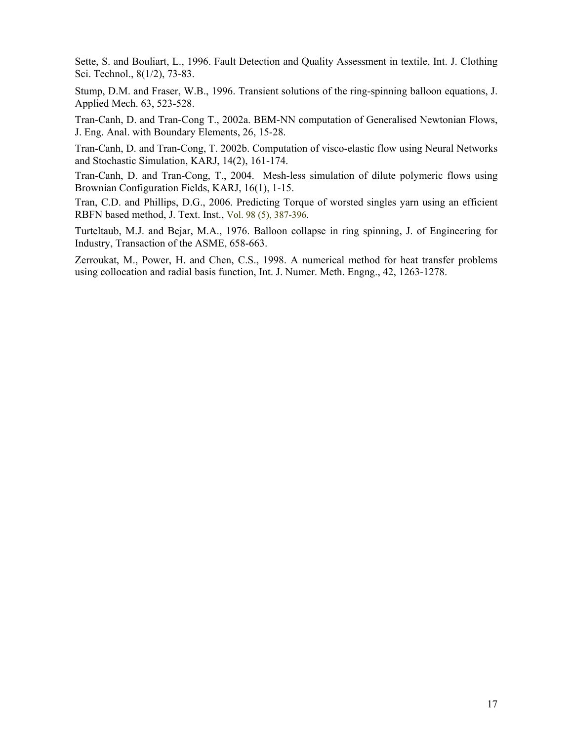Sette, S. and Bouliart, L., 1996. Fault Detection and Quality Assessment in textile, Int. J. Clothing Sci. Technol., 8(1/2), 73-83.

Stump, D.M. and Fraser, W.B., 1996. Transient solutions of the ring-spinning balloon equations, J. Applied Mech. 63, 523-528.

Tran-Canh, D. and Tran-Cong T., 2002a. BEM-NN computation of Generalised Newtonian Flows, J. Eng. Anal. with Boundary Elements, 26, 15-28.

Tran-Canh, D. and Tran-Cong, T. 2002b. Computation of visco-elastic flow using Neural Networks and Stochastic Simulation, KARJ, 14(2), 161-174.

Tran-Canh, D. and Tran-Cong, T., 2004. Mesh-less simulation of dilute polymeric flows using Brownian Configuration Fields, KARJ, 16(1), 1-15.

Tran, C.D. and Phillips, D.G., 2006. Predicting Torque of worsted singles yarn using an efficient RBFN based method, J. Text. Inst., Vol. 98 (5), 387-396.

Turteltaub, M.J. and Bejar, M.A., 1976. Balloon collapse in ring spinning, J. of Engineering for Industry, Transaction of the ASME, 658-663.

Zerroukat, M., Power, H. and Chen, C.S., 1998. A numerical method for heat transfer problems using collocation and radial basis function, Int. J. Numer. Meth. Engng., 42, 1263-1278.